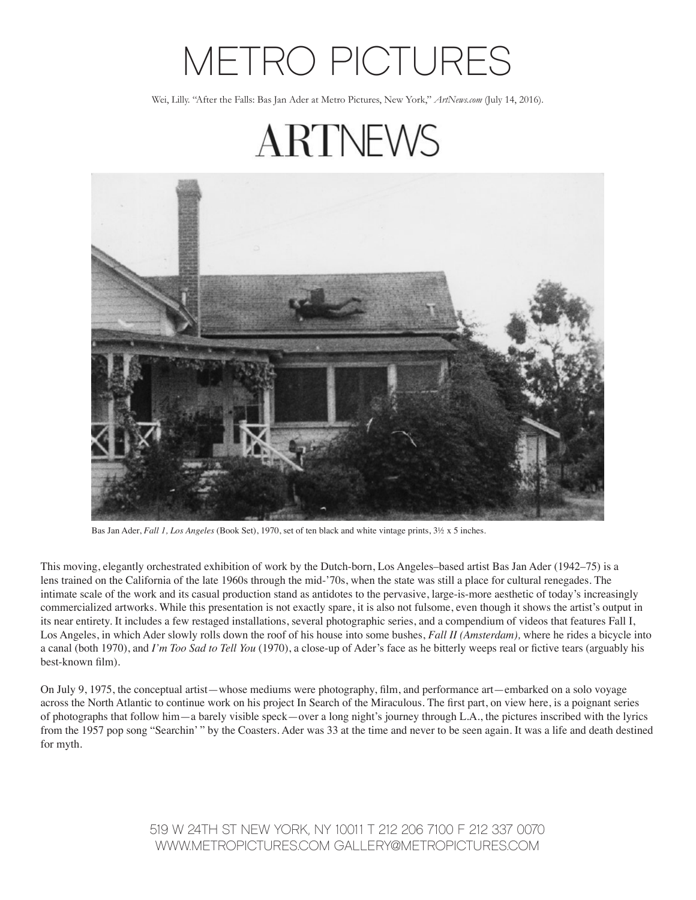# METRO PICTURES

Wei, Lilly. "After the Falls: Bas Jan Ader at Metro Pictures, New York," *ArtNews.com* (July 14, 2016).

## ARTNEWS

Bas Jan Ader, *Fall 1, Los Angeles* (Book Set), 1970, set of ten black and white vintage prints, 3½ x 5 inches.

This moving, elegantly orchestrated exhibition of work by the Dutch-born, Los Angeles–based artist Bas Jan Ader (1942–75) is a lens trained on the California of the late 1960s through the mid-'70s, when the state was still a place for cultural renegades. The intimate scale of the work and its casual production stand as antidotes to the pervasive, large-is-more aesthetic of today's increasingly commercialized artworks. While this presentation is not exactly spare, it is also not fulsome, even though it shows the artist's output in its near entirety. It includes a few restaged installations, several photographic series, and a compendium of videos that features Fall I, Los Angeles, in which Ader slowly rolls down the roof of his house into some bushes, *Fall II (Amsterdam),* where he rides a bicycle into a canal (both 1970), and *I'm Too Sad to Tell You* (1970), a close-up of Ader's face as he bitterly weeps real or fictive tears (arguably his best-known film).

On July 9, 1975, the conceptual artist—whose mediums were photography, film, and performance art—embarked on a solo voyage across the North Atlantic to continue work on his project In Search of the Miraculous. The first part, on view here, is a poignant series of photographs that follow him—a barely visible speck—over a long night's journey through L.A., the pictures inscribed with the lyrics from the 1957 pop song "Searchin' " by the Coasters. Ader was 33 at the time and never to be seen again. It was a life and death destined for myth.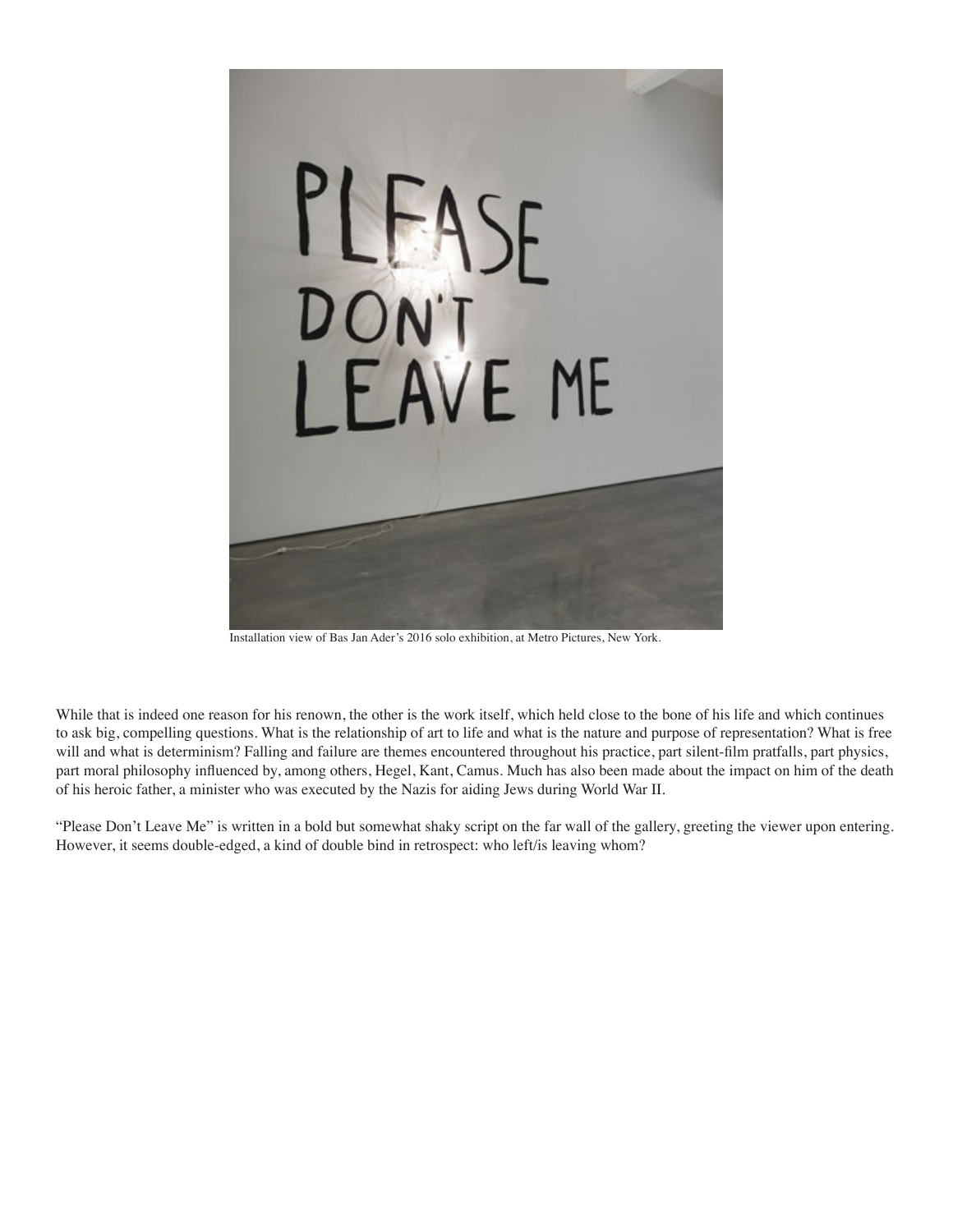Installation view of Bas Jan Ader's 2016 solo exhibition, at Metro Pictures, New York.

While that is indeed one reason for his renown, the other is the work itself, which held close to the bone of his life and which continues to ask big, compelling questions. What is the relationship of art to life and what is the nature and purpose of representation? What is free will and what is determinism? Falling and failure are themes encountered throughout his practice, part silent-film pratfalls, part physics, part moral philosophy influenced by, among others, Hegel, Kant, Camus. Much has also been made about the impact on him of the death of his heroic father, a minister who was executed by the Nazis for aiding Jews during World War II.

"Please Don't Leave Me" is written in a bold but somewhat shaky script on the far wall of the gallery, greeting the viewer upon entering. However, it seems double-edged, a kind of double bind in retrospect: who left/is leaving whom?